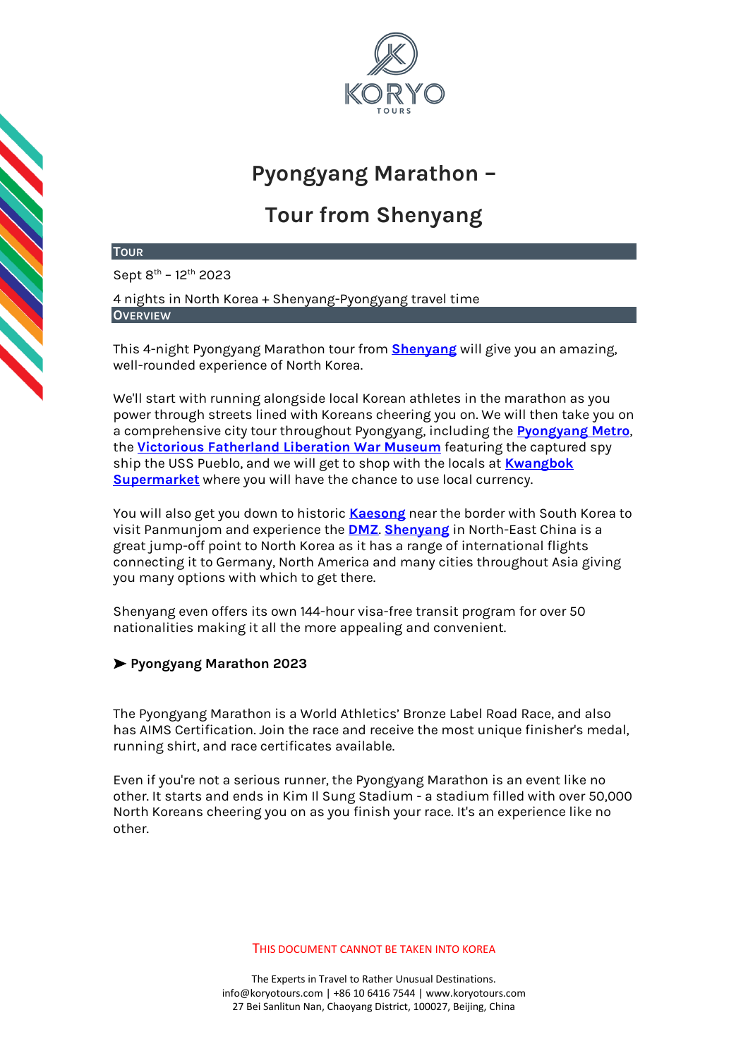# Pyongyang Marathon –

# Tour from Shenyang

## Tour

Sept 8th – 12th 2023

4 nights in North Korea + Shenyang-Pyongyang travel time

## Overview

This 4-night Pyongyang Marathon tour from **Shenyang** will give you an amazing, well-rounded experience of North Korea.

We'll start with running alongside local Korean athletes in the marathon as you power through streets lined with Koreans cheering you on. We will then take you on a comprehensive city tour throughout Pyongyang, including the **Pyongyang Metro**, the **Victorious Fatherland Liberation War Museum** featuring the captured spy ship the USS Pueblo, and we will get to shop with the locals at **Kwangbok Supermarket** where you will have the chance to use local currency.

You will also get you down to historic **Kaesong** near the border with South Korea to visit Panmunjom and experience the **DMZ**. **Shenyang** in North-East China is a great jump-off point to North Korea as it has a range of international flights connecting it to Germany, North America and many cities throughout Asia giving you many options with which to get there.

Shenyang even offers its own 144-hour visa-free transit program for over 50 nationalities making it all the more appealing and convenient.

### ➤ Pyongyang Marathon 2023

The Pyongyang Marathon is a World Athletics' Bronze Label Road Race, and also has AIMS Certification. Join the race and receive the most unique finisher's medal, running shirt, and race certificates available.

Even if you're not a serious runner, the Pyongyang Marathon is an event like no other. It starts and ends in Kim Il Sung Stadium - a stadium filled with over 50,000 North Koreans cheering you on as you finish your race. It's an experience like no other.

THIS DOCUMENT CANNOT BE TAKEN INTO KOREA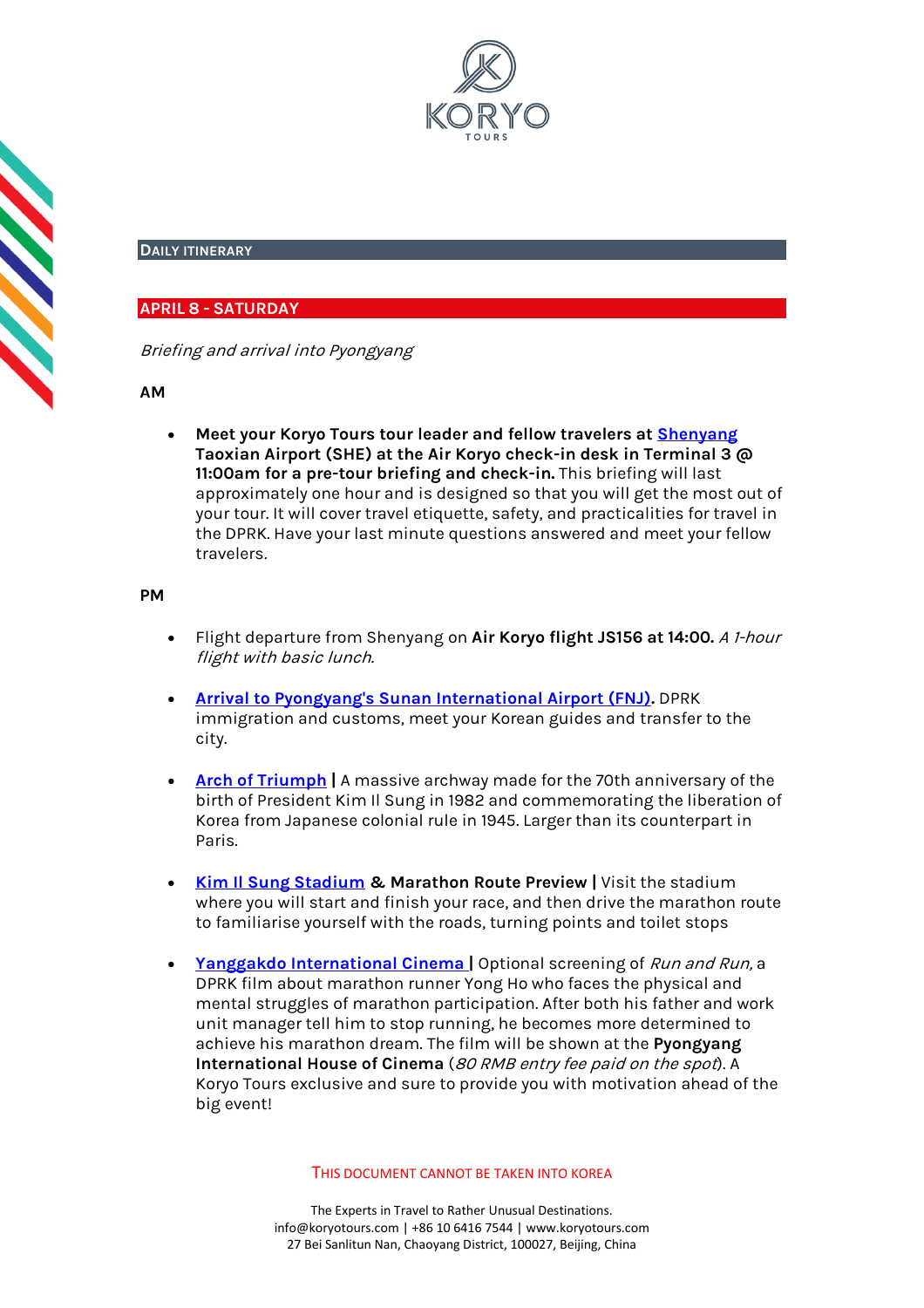## DAILY ITINERARY

## APRIL 8 - SATURDAY

*Briefing and arrival into Pyongyang*

**AM**

- **Meet your Koryo Tours tour leader and fellow travelers at Shenyang Taoxian Airport (SHE) at the Air Koryo check-in desk in Terminal 3 @ 11:00am for a pre-tour briefing and check-in.** This briefing will last approximately one hour and is designed so that you will get the most out of your tour. It will cover travel etiquette, safety, and practicalities for travel in the DPRK. Have your last minute questions answered and meet your fellow travelers.

**PM**

- Flight departure from Shenyang on **Air Koryo flight JS156 at 14:00.** *A 1-hour flight with basic lunch.*

- **Arrival to Pyongyang's Sunan International Airport (FNJ).** DPRK immigration and customs, meet your Korean guides and transfer to the city.

- **Arch of Triumph |** A massive archway made for the 70th anniversary of the birth of President Kim Il Sung in 1982 and commemorating the liberation of Korea from Japanese colonial rule in 1945. Larger than its counterpart in Paris.

- **Kim Il Sung Stadium & Marathon Route Preview |** Visit the stadium where you will start and finish your race, and then drive the marathon route to familiarise yourself with the roads, turning points and toilet stops

- **Yanggakdo International Cinema |** Optional screening of *Run and Run,* a DPRK film about marathon runner Yong Ho who faces the physical and mental struggles of marathon participation. After both his father and work unit manager tell him to stop running, he becomes more determined to achieve his marathon dream. The film will be shown at the **Pyongyang International House of Cinema** (*80 RMB entry fee paid on the spot*). A Koryo Tours exclusive and sure to provide you with motivation ahead of the big event!

THIS DOCUMENT CANNOT BE TAKEN INTO KOREA

The Experts in Travel to Rather Unusual Destinations.
info@koryotours.com | +86 10 6416 7544 | www.koryotours.com
27 Bei Sanlitun Nan, Chaoyang District, 100027, Beijing, China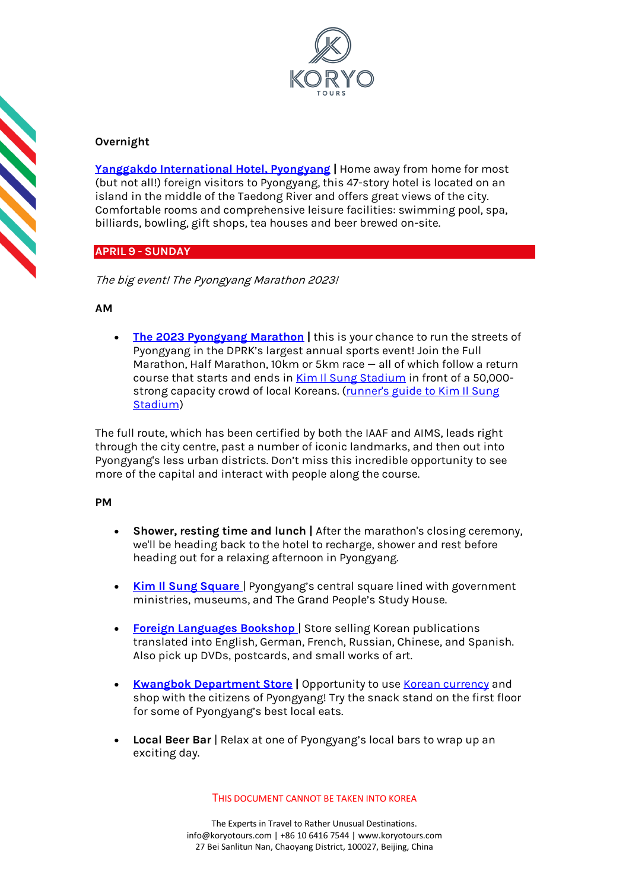**Overnight**

**Yanggakdo International Hotel, Pyongyang |** Home away from home for most (but not all!) foreign visitors to Pyongyang, this 47-story hotel is located on an island in the middle of the Taedong River and offers great views of the city. Comfortable rooms and comprehensive leisure facilities: swimming pool, spa, billiards, bowling, gift shops, tea houses and beer brewed on-site.

## APRIL 9 - SUNDAY

*The big event! The Pyongyang Marathon 2023!*

**AM**

- **The 2023 Pyongyang Marathon |** this is your chance to run the streets of Pyongyang in the DPRK's largest annual sports event! Join the Full Marathon, Half Marathon, 10km or 5km race — all of which follow a return course that starts and ends in Kim Il Sung Stadium in front of a 50,000-strong capacity crowd of local Koreans. (runner's guide to Kim Il Sung Stadium)

The full route, which has been certified by both the IAAF and AIMS, leads right through the city centre, past a number of iconic landmarks, and then out into Pyongyang's less urban districts. Don't miss this incredible opportunity to see more of the capital and interact with people along the course.

**PM**

- **Shower, resting time and lunch |** After the marathon's closing ceremony, we'll be heading back to the hotel to recharge, shower and rest before heading out for a relaxing afternoon in Pyongyang.
- **Kim Il Sung Square** | Pyongyang's central square lined with government ministries, museums, and The Grand People's Study House.
- **Foreign Languages Bookshop** | Store selling Korean publications translated into English, German, French, Russian, Chinese, and Spanish. Also pick up DVDs, postcards, and small works of art.
- **Kwangbok Department Store |** Opportunity to use Korean currency and shop with the citizens of Pyongyang! Try the snack stand on the first floor for some of Pyongyang's best local eats.
- **Local Beer Bar** | Relax at one of Pyongyang's local bars to wrap up an exciting day.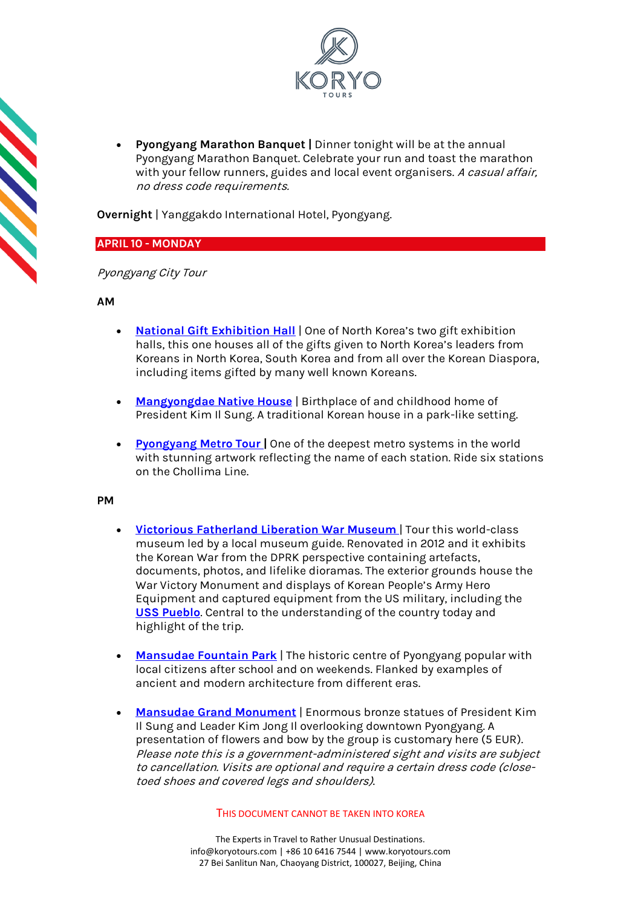- **Pyongyang Marathon Banquet |** Dinner tonight will be at the annual Pyongyang Marathon Banquet. Celebrate your run and toast the marathon with your fellow runners, guides and local event organisers. *A casual affair, no dress code requirements.*

**Overnight** | Yanggakdo International Hotel, Pyongyang.

## APRIL 10 - MONDAY

*Pyongyang City Tour*

**AM**

- **National Gift Exhibition Hall** | One of North Korea's two gift exhibition halls, this one houses all of the gifts given to North Korea's leaders from Koreans in North Korea, South Korea and from all over the Korean Diaspora, including items gifted by many well known Koreans.

- **Mangyongdae Native House** | Birthplace of and childhood home of President Kim Il Sung. A traditional Korean house in a park-like setting.

- **Pyongyang Metro Tour |** One of the deepest metro systems in the world with stunning artwork reflecting the name of each station. Ride six stations on the Chollima Line.

**PM**

- **Victorious Fatherland Liberation War Museum** | Tour this world-class museum led by a local museum guide. Renovated in 2012 and it exhibits the Korean War from the DPRK perspective containing artefacts, documents, photos, and lifelike dioramas. The exterior grounds house the War Victory Monument and displays of Korean People's Army Hero Equipment and captured equipment from the US military, including the USS Pueblo. Central to the understanding of the country today and highlight of the trip.

- **Mansudae Fountain Park** | The historic centre of Pyongyang popular with local citizens after school and on weekends. Flanked by examples of ancient and modern architecture from different eras.

- **Mansudae Grand Monument** | Enormous bronze statues of President Kim Il Sung and Leader Kim Jong Il overlooking downtown Pyongyang. A presentation of flowers and bow by the group is customary here (5 EUR). *Please note this is a government-administered sight and visits are subject to cancellation. Visits are optional and require a certain dress code (close-toed shoes and covered legs and shoulders).*

THIS DOCUMENT CANNOT BE TAKEN INTO KOREA

The Experts in Travel to Rather Unusual Destinations.
info@koryotours.com | +86 10 6416 7544 | www.koryotours.com
27 Bei Sanlitun Nan, Chaoyang District, 100027, Beijing, China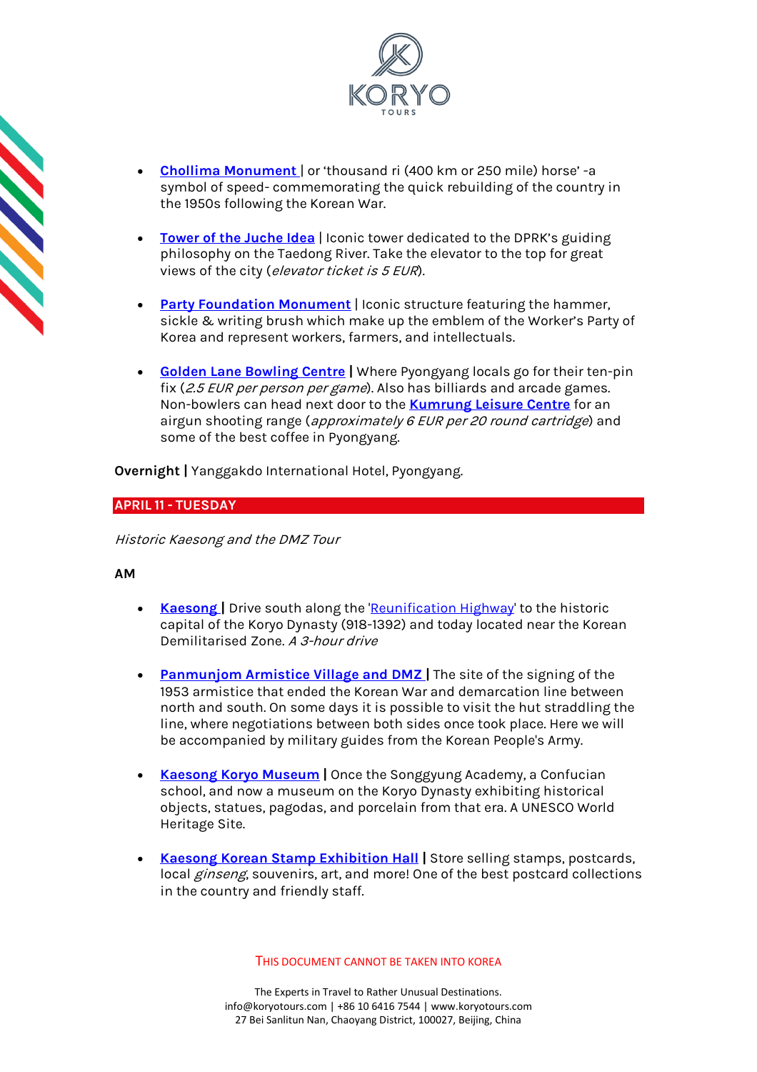- **Chollima Monument** | or 'thousand ri (400 km or 250 mile) horse' -a symbol of speed- commemorating the quick rebuilding of the country in the 1950s following the Korean War.

- **Tower of the Juche Idea** | Iconic tower dedicated to the DPRK's guiding philosophy on the Taedong River. Take the elevator to the top for great views of the city (*elevator ticket is 5 EUR*).

- **Party Foundation Monument** | Iconic structure featuring the hammer, sickle & writing brush which make up the emblem of the Worker's Party of Korea and represent workers, farmers, and intellectuals.

- **Golden Lane Bowling Centre |** Where Pyongyang locals go for their ten-pin fix (*2.5 EUR per person per game*). Also has billiards and arcade games. Non-bowlers can head next door to the **Kumrung Leisure Centre** for an airgun shooting range (*approximately 6 EUR per 20 round cartridge*) and some of the best coffee in Pyongyang.

**Overnight |** Yanggakdo International Hotel, Pyongyang.

## APRIL 11 - TUESDAY

*Historic Kaesong and the DMZ Tour*

**AM**

- **Kaesong |** Drive south along the 'Reunification Highway' to the historic capital of the Koryo Dynasty (918-1392) and today located near the Korean Demilitarised Zone. *A 3-hour drive*

- **Panmunjom Armistice Village and DMZ |** The site of the signing of the 1953 armistice that ended the Korean War and demarcation line between north and south. On some days it is possible to visit the hut straddling the line, where negotiations between both sides once took place. Here we will be accompanied by military guides from the Korean People's Army.

- **Kaesong Koryo Museum |** Once the Songgyung Academy, a Confucian school, and now a museum on the Koryo Dynasty exhibiting historical objects, statues, pagodas, and porcelain from that era. A UNESCO World Heritage Site.

- **Kaesong Korean Stamp Exhibition Hall |** Store selling stamps, postcards, local *ginseng*, souvenirs, art, and more! One of the best postcard collections in the country and friendly staff.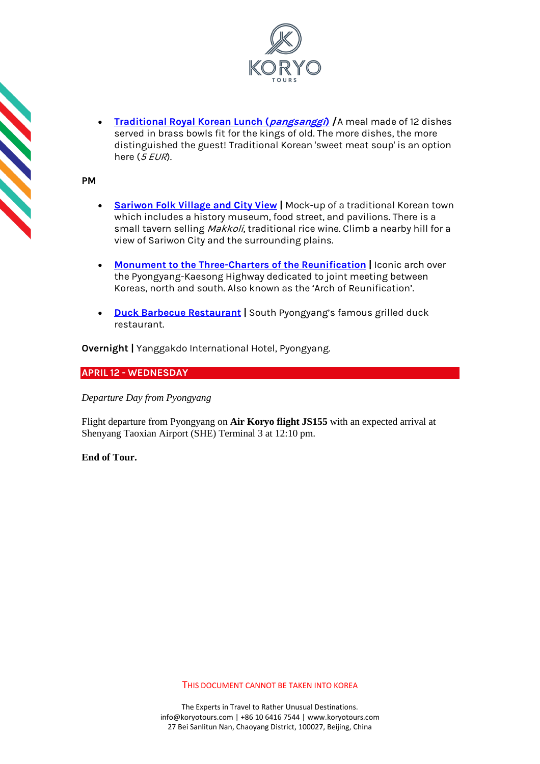- **Traditional Royal Korean Lunch (*pangsanggi*)** / A meal made of 12 dishes served in brass bowls fit for the kings of old. The more dishes, the more distinguished the guest! Traditional Korean 'sweet meat soup' is an option here (*5 EUR*).

**PM**

- **Sariwon Folk Village and City View** | Mock-up of a traditional Korean town which includes a history museum, food street, and pavilions. There is a small tavern selling *Makkoli*, traditional rice wine. Climb a nearby hill for a view of Sariwon City and the surrounding plains.

- **Monument to the Three-Charters of the Reunification** | Iconic arch over the Pyongyang-Kaesong Highway dedicated to joint meeting between Koreas, north and south. Also known as the 'Arch of Reunification'.

- **Duck Barbecue Restaurant** | South Pyongyang's famous grilled duck restaurant.

**Overnight** | Yanggakdo International Hotel, Pyongyang.

## APRIL 12 - WEDNESDAY

*Departure Day from Pyongyang*

Flight departure from Pyongyang on **Air Koryo flight JS155** with an expected arrival at Shenyang Taoxian Airport (SHE) Terminal 3 at 12:10 pm.

**End of Tour.**

THIS DOCUMENT CANNOT BE TAKEN INTO KOREA

The Experts in Travel to Rather Unusual Destinations.
info@koryotours.com | +86 10 6416 7544 | www.koryotours.com
27 Bei Sanlitun Nan, Chaoyang District, 100027, Beijing, China